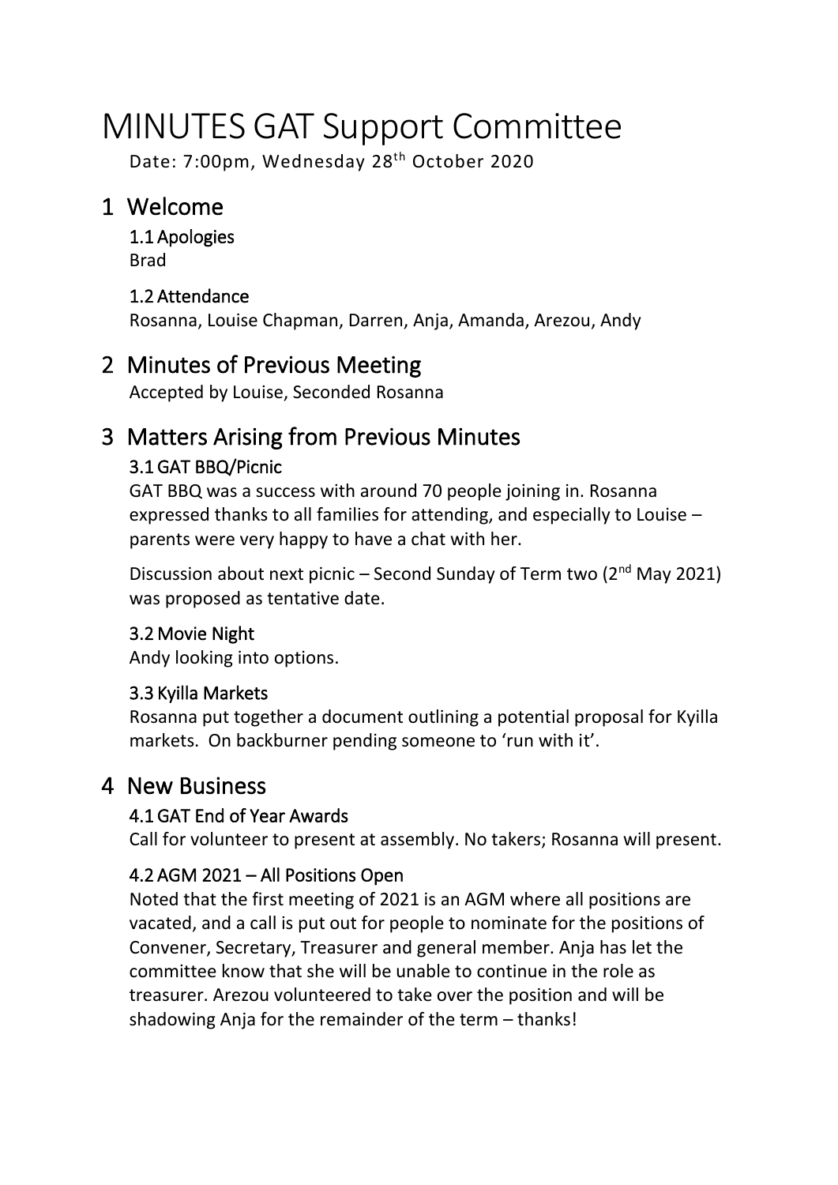# MINUTES GAT Support Committee

Date: 7:00pm, Wednesday 28th October 2020

## 1 Welcome

### 1.1 Apologies

Brad

### 1.2 Attendance

Rosanna, Louise Chapman, Darren, Anja, Amanda, Arezou, Andy

## 2 Minutes of Previous Meeting

Accepted by Louise, Seconded Rosanna

## 3 Matters Arising from Previous Minutes

### 3.1 GAT BBQ/Picnic

GAT BBQ was a success with around 70 people joining in. Rosanna expressed thanks to all families for attending, and especially to Louise – parents were very happy to have a chat with her.

Discussion about next picnic – Second Sunday of Term two (2nd May 2021) was proposed as tentative date.

### 3.2 Movie Night

Andy looking into options.

### 3.3 Kyilla Markets

Rosanna put together a document outlining a potential proposal for Kyilla markets. On backburner pending someone to 'run with it'.

## 4 New Business

### 4.1 GAT End of Year Awards

Call for volunteer to present at assembly. No takers; Rosanna will present.

### 4.2 AGM 2021 – All Positions Open

Noted that the first meeting of 2021 is an AGM where all positions are vacated, and a call is put out for people to nominate for the positions of Convener, Secretary, Treasurer and general member. Anja has let the committee know that she will be unable to continue in the role as treasurer. Arezou volunteered to take over the position and will be shadowing Anja for the remainder of the term – thanks!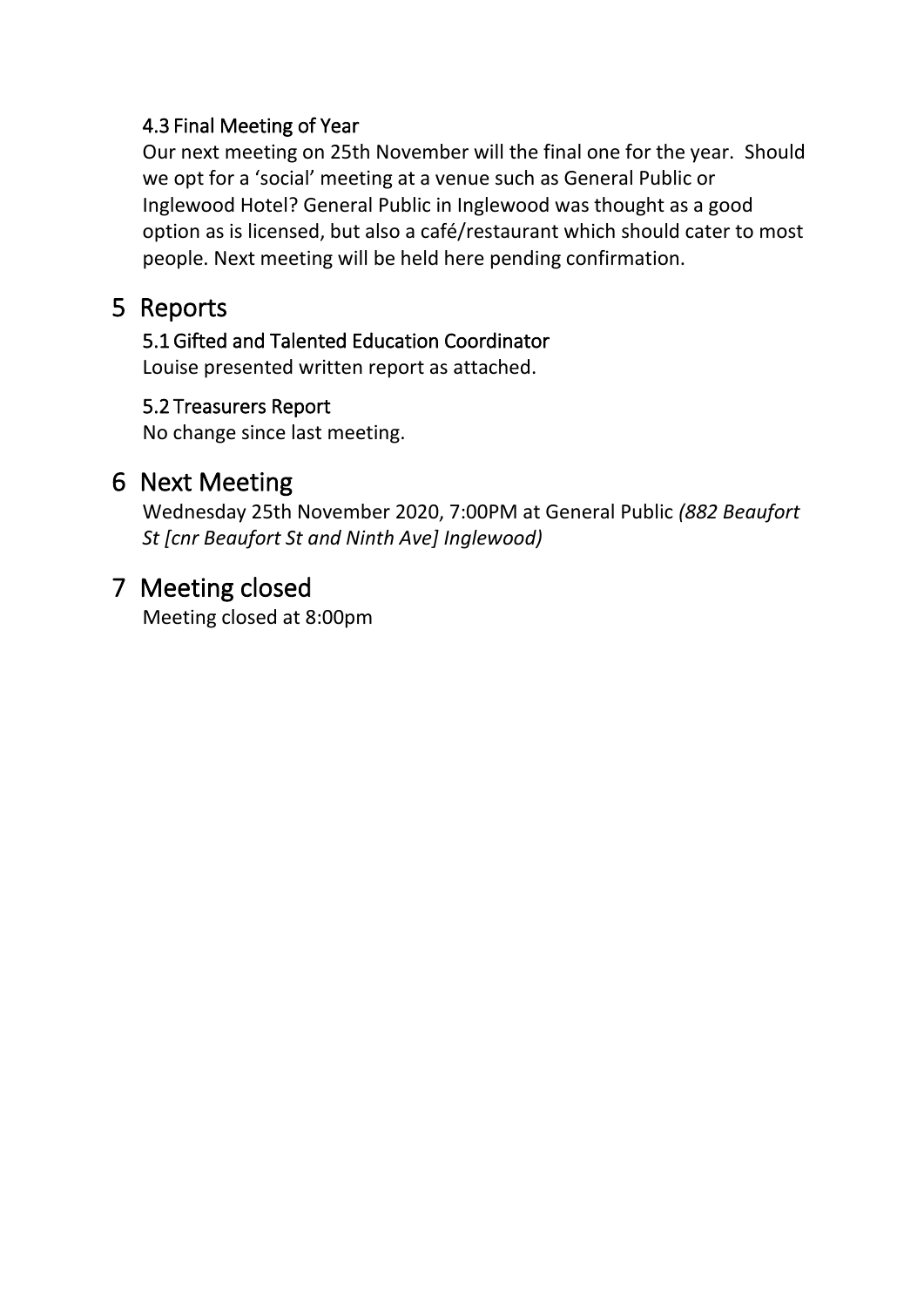### 4.3 Final Meeting of Year

Our next meeting on 25th November will the final one for the year. Should we opt for a 'social' meeting at a venue such as General Public or Inglewood Hotel? General Public in Inglewood was thought as a good option as is licensed, but also a café/restaurant which should cater to most people. Next meeting will be held here pending confirmation.

# 5 Reports

### 5.1 Gifted and Talented Education Coordinator

Louise presented written report as attached.

### 5.2 Treasurers Report

No change since last meeting.

# 6 Next Meeting

Wednesday 25th November 2020, 7:00PM at General Public *(882 Beaufort St [cnr Beaufort St and Ninth Ave] Inglewood)*

# 7 Meeting closed

Meeting closed at 8:00pm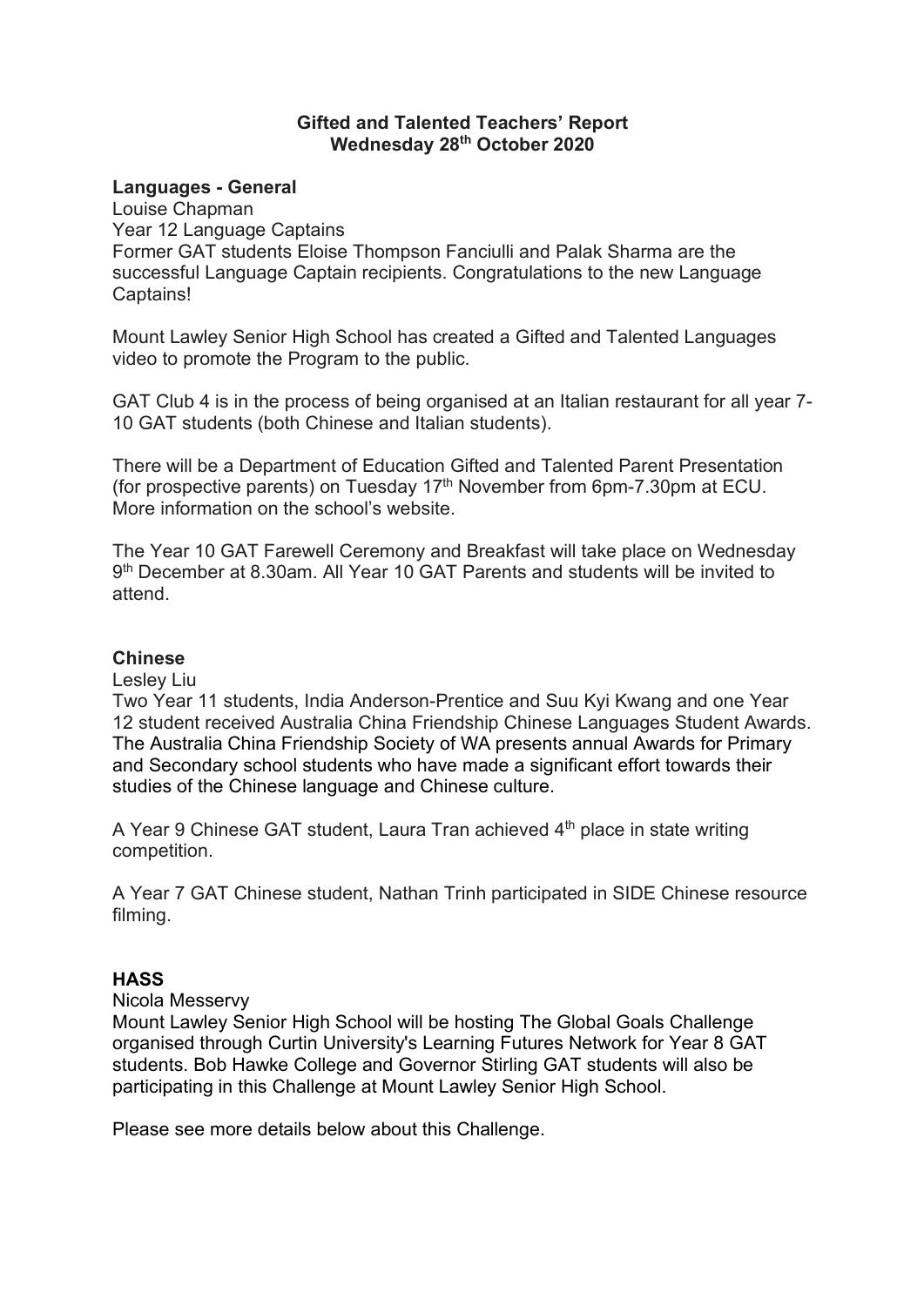**Gifted and Talented Teachers' Report**
**Wednesday 28th October 2020**

**Languages - General**

Louise Chapman

Year 12 Language Captains

Former GAT students Eloise Thompson Fanciulli and Palak Sharma are the successful Language Captain recipients. Congratulations to the new Language Captains!

Mount Lawley Senior High School has created a Gifted and Talented Languages video to promote the Program to the public.

GAT Club 4 is in the process of being organised at an Italian restaurant for all year 7-10 GAT students (both Chinese and Italian students).

There will be a Department of Education Gifted and Talented Parent Presentation (for prospective parents) on Tuesday 17th November from 6pm-7.30pm at ECU. More information on the school's website.

The Year 10 GAT Farewell Ceremony and Breakfast will take place on Wednesday 9th December at 8.30am. All Year 10 GAT Parents and students will be invited to attend.

**Chinese**

Lesley Liu

Two Year 11 students, India Anderson-Prentice and Suu Kyi Kwang and one Year 12 student received Australia China Friendship Chinese Languages Student Awards. The Australia China Friendship Society of WA presents annual Awards for Primary and Secondary school students who have made a significant effort towards their studies of the Chinese language and Chinese culture.

A Year 9 Chinese GAT student, Laura Tran achieved 4th place in state writing competition.

A Year 7 GAT Chinese student, Nathan Trinh participated in SIDE Chinese resource filming.

**HASS**

Nicola Messervy

Mount Lawley Senior High School will be hosting The Global Goals Challenge organised through Curtin University's Learning Futures Network for Year 8 GAT students. Bob Hawke College and Governor Stirling GAT students will also be participating in this Challenge at Mount Lawley Senior High School.

Please see more details below about this Challenge.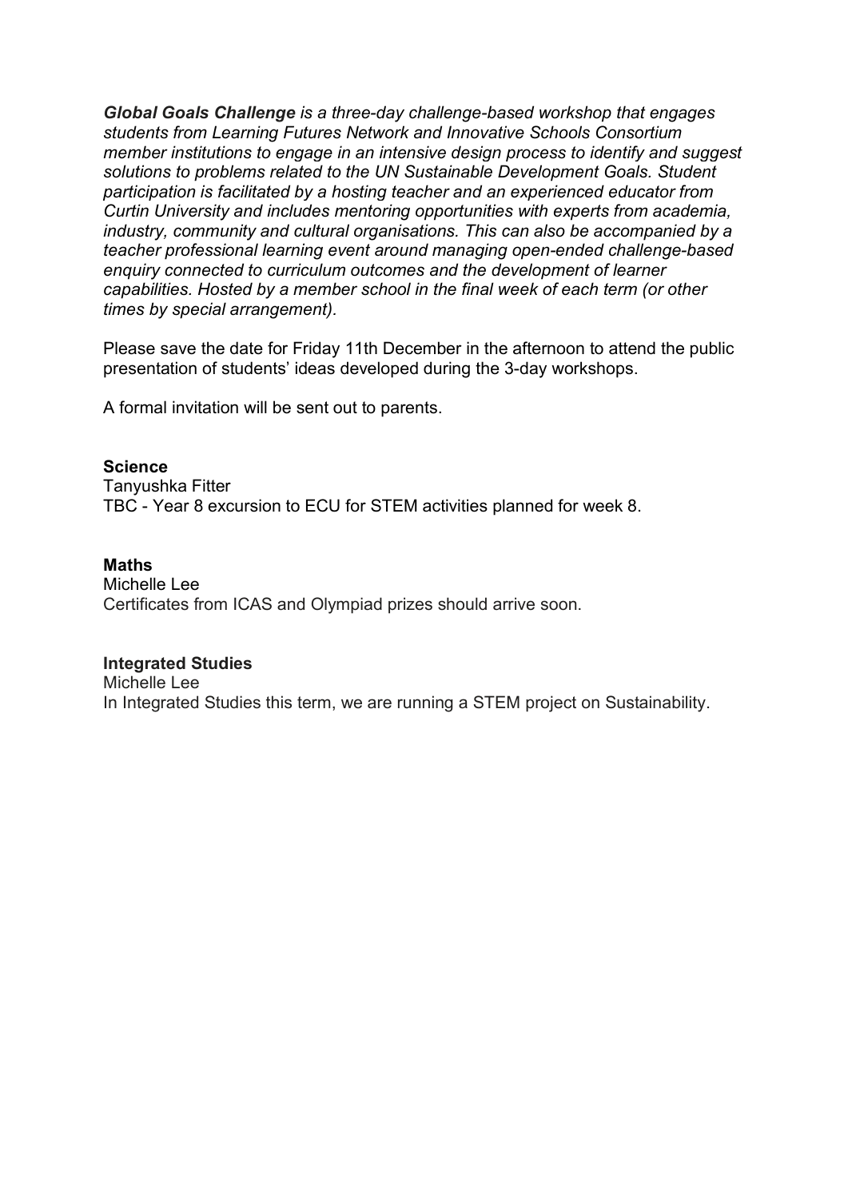***Global Goals Challenge** is a three-day challenge-based workshop that engages students from Learning Futures Network and Innovative Schools Consortium member institutions to engage in an intensive design process to identify and suggest solutions to problems related to the UN Sustainable Development Goals. Student participation is facilitated by a hosting teacher and an experienced educator from Curtin University and includes mentoring opportunities with experts from academia, industry, community and cultural organisations. This can also be accompanied by a teacher professional learning event around managing open-ended challenge-based enquiry connected to curriculum outcomes and the development of learner capabilities. Hosted by a member school in the final week of each term (or other times by special arrangement).*

Please save the date for Friday 11th December in the afternoon to attend the public presentation of students' ideas developed during the 3-day workshops.

A formal invitation will be sent out to parents.

**Science**
Tanyushka Fitter
TBC - Year 8 excursion to ECU for STEM activities planned for week 8.

**Maths**
Michelle Lee
Certificates from ICAS and Olympiad prizes should arrive soon.

**Integrated Studies**
Michelle Lee
In Integrated Studies this term, we are running a STEM project on Sustainability.